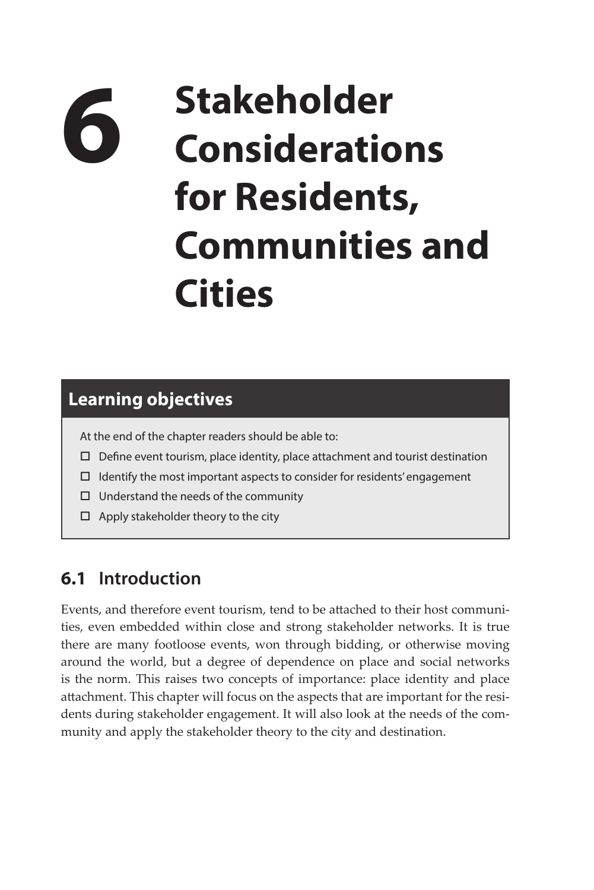# 6 Stakeholder Considerations for Residents, Communities and Cities

## Learning objectives

At the end of the chapter readers should be able to:

- ☐ Define event tourism, place identity, place attachment and tourist destination
- ☐ Identify the most important aspects to consider for residents' engagement
- ☐ Understand the needs of the community
- ☐ Apply stakeholder theory to the city

## 6.1 Introduction

Events, and therefore event tourism, tend to be attached to their host communities, even embedded within close and strong stakeholder networks. It is true there are many footloose events, won through bidding, or otherwise moving around the world, but a degree of dependence on place and social networks is the norm. This raises two concepts of importance: place identity and place attachment. This chapter will focus on the aspects that are important for the residents during stakeholder engagement. It will also look at the needs of the community and apply the stakeholder theory to the city and destination.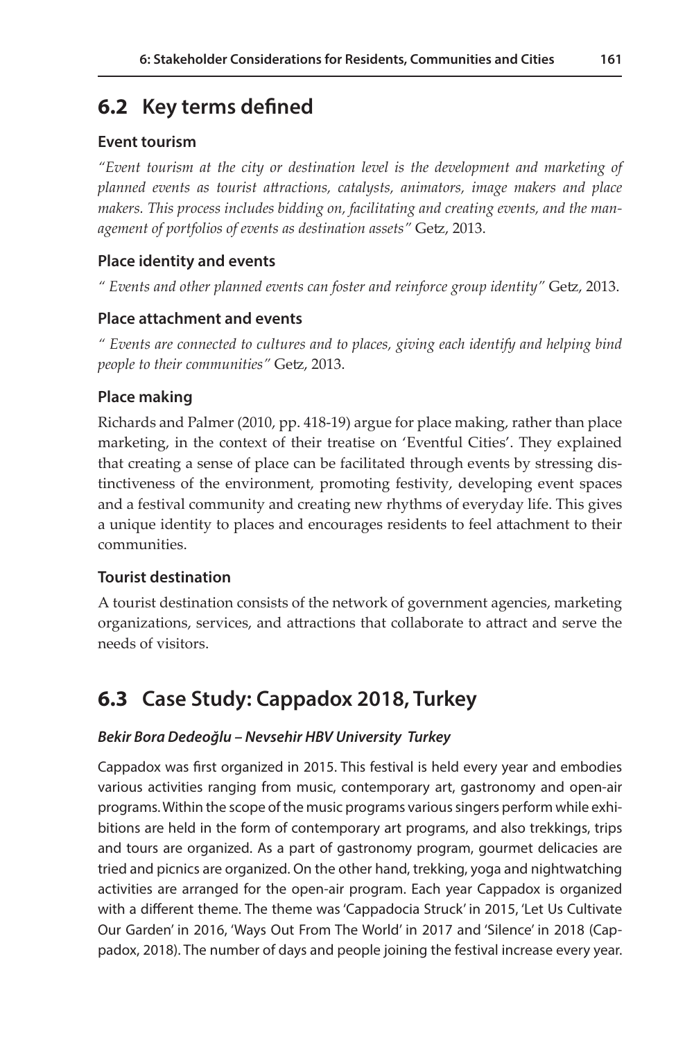## 6.2 Key terms defined

### Event tourism

*"Event tourism at the city or destination level is the development and marketing of planned events as tourist attractions, catalysts, animators, image makers and place makers. This process includes bidding on, facilitating and creating events, and the management of portfolios of events as destination assets"* Getz, 2013.

### Place identity and events

*" Events and other planned events can foster and reinforce group identity"* Getz, 2013.

### Place attachment and events

*" Events are connected to cultures and to places, giving each identify and helping bind people to their communities"* Getz, 2013.

### Place making

Richards and Palmer (2010, pp. 418-19) argue for place making, rather than place marketing, in the context of their treatise on 'Eventful Cities'. They explained that creating a sense of place can be facilitated through events by stressing distinctiveness of the environment, promoting festivity, developing event spaces and a festival community and creating new rhythms of everyday life. This gives a unique identity to places and encourages residents to feel attachment to their communities.

### Tourist destination

A tourist destination consists of the network of government agencies, marketing organizations, services, and attractions that collaborate to attract and serve the needs of visitors.

## 6.3 Case Study: Cappadox 2018, Turkey

***Bekir Bora Dedeoğlu – Nevsehir HBV University Turkey***

Cappadox was first organized in 2015. This festival is held every year and embodies various activities ranging from music, contemporary art, gastronomy and open-air programs. Within the scope of the music programs various singers perform while exhibitions are held in the form of contemporary art programs, and also trekkings, trips and tours are organized. As a part of gastronomy program, gourmet delicacies are tried and picnics are organized. On the other hand, trekking, yoga and nightwatching activities are arranged for the open-air program. Each year Cappadox is organized with a different theme. The theme was 'Cappadocia Struck' in 2015, 'Let Us Cultivate Our Garden' in 2016, 'Ways Out From The World' in 2017 and 'Silence' in 2018 (Cappadox, 2018). The number of days and people joining the festival increase every year.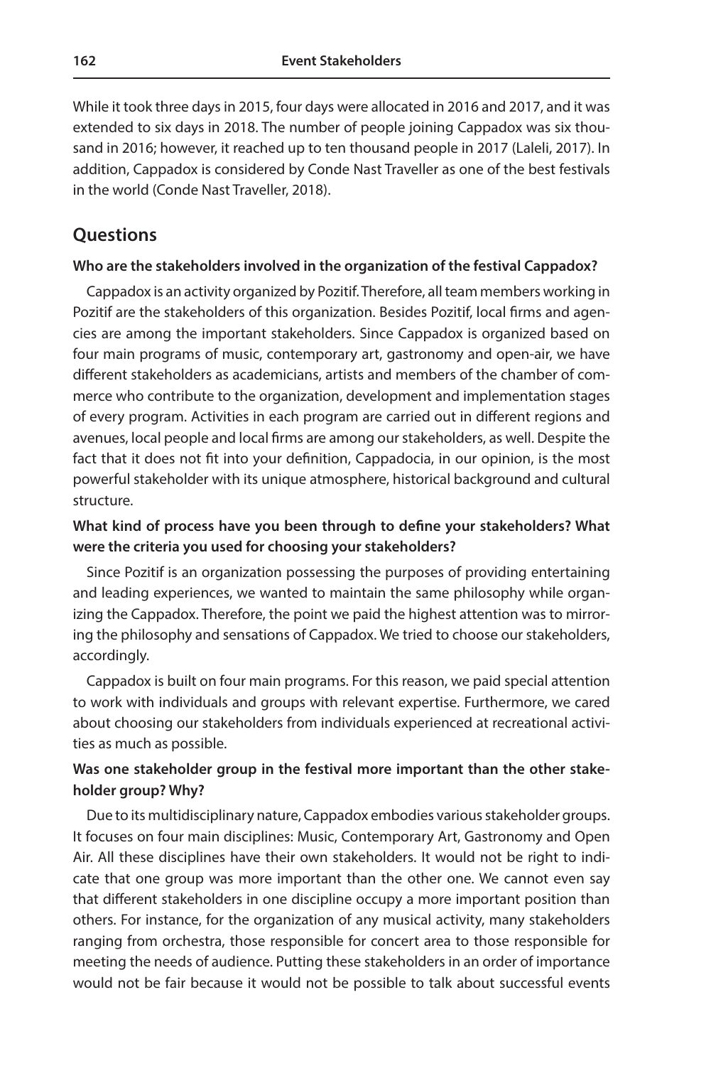While it took three days in 2015, four days were allocated in 2016 and 2017, and it was extended to six days in 2018. The number of people joining Cappadox was six thousand in 2016; however, it reached up to ten thousand people in 2017 (Laleli, 2017). In addition, Cappadox is considered by Conde Nast Traveller as one of the best festivals in the world (Conde Nast Traveller, 2018).

## Questions

**Who are the stakeholders involved in the organization of the festival Cappadox?**

Cappadox is an activity organized by Pozitif. Therefore, all team members working in Pozitif are the stakeholders of this organization. Besides Pozitif, local firms and agencies are among the important stakeholders. Since Cappadox is organized based on four main programs of music, contemporary art, gastronomy and open-air, we have different stakeholders as academicians, artists and members of the chamber of commerce who contribute to the organization, development and implementation stages of every program. Activities in each program are carried out in different regions and avenues, local people and local firms are among our stakeholders, as well. Despite the fact that it does not fit into your definition, Cappadocia, in our opinion, is the most powerful stakeholder with its unique atmosphere, historical background and cultural structure.

**What kind of process have you been through to define your stakeholders? What were the criteria you used for choosing your stakeholders?**

Since Pozitif is an organization possessing the purposes of providing entertaining and leading experiences, we wanted to maintain the same philosophy while organizing the Cappadox. Therefore, the point we paid the highest attention was to mirroring the philosophy and sensations of Cappadox. We tried to choose our stakeholders, accordingly.

Cappadox is built on four main programs. For this reason, we paid special attention to work with individuals and groups with relevant expertise. Furthermore, we cared about choosing our stakeholders from individuals experienced at recreational activities as much as possible.

**Was one stakeholder group in the festival more important than the other stakeholder group? Why?**

Due to its multidisciplinary nature, Cappadox embodies various stakeholder groups. It focuses on four main disciplines: Music, Contemporary Art, Gastronomy and Open Air. All these disciplines have their own stakeholders. It would not be right to indicate that one group was more important than the other one. We cannot even say that different stakeholders in one discipline occupy a more important position than others. For instance, for the organization of any musical activity, many stakeholders ranging from orchestra, those responsible for concert area to those responsible for meeting the needs of audience. Putting these stakeholders in an order of importance would not be fair because it would not be possible to talk about successful events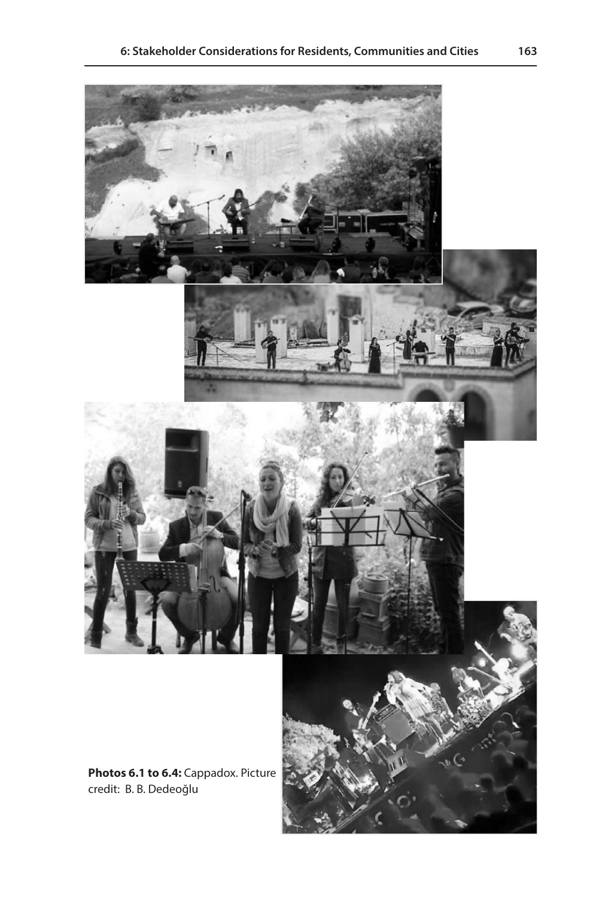**Photos 6.1 to 6.4:** Cappadox. Picture credit: B. B. Dedeoğlu